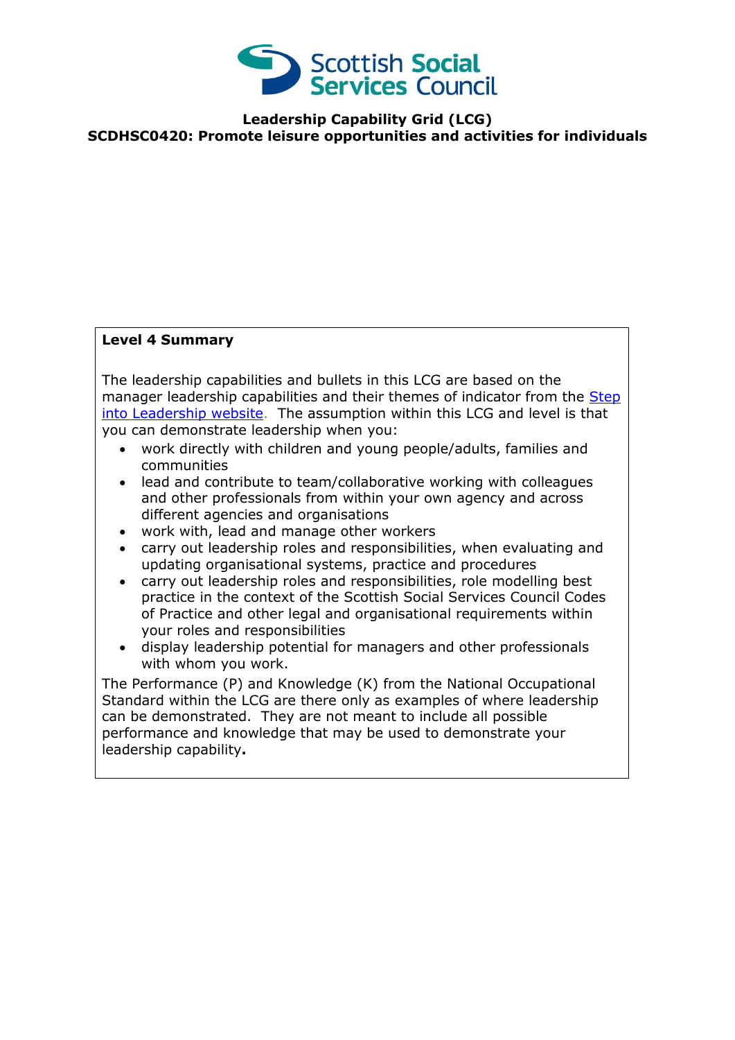Scottish Social Services Council

**Leadership Capability Grid (LCG)**
**SCDHSC0420: Promote leisure opportunities and activities for individuals**

**Level 4 Summary**

The leadership capabilities and bullets in this LCG are based on the manager leadership capabilities and their themes of indicator from the Step into Leadership website. The assumption within this LCG and level is that you can demonstrate leadership when you:

- work directly with children and young people/adults, families and communities
- lead and contribute to team/collaborative working with colleagues and other professionals from within your own agency and across different agencies and organisations
- work with, lead and manage other workers
- carry out leadership roles and responsibilities, when evaluating and updating organisational systems, practice and procedures
- carry out leadership roles and responsibilities, role modelling best practice in the context of the Scottish Social Services Council Codes of Practice and other legal and organisational requirements within your roles and responsibilities
- display leadership potential for managers and other professionals with whom you work.

The Performance (P) and Knowledge (K) from the National Occupational Standard within the LCG are there only as examples of where leadership can be demonstrated. They are not meant to include all possible performance and knowledge that may be used to demonstrate your leadership capability**.**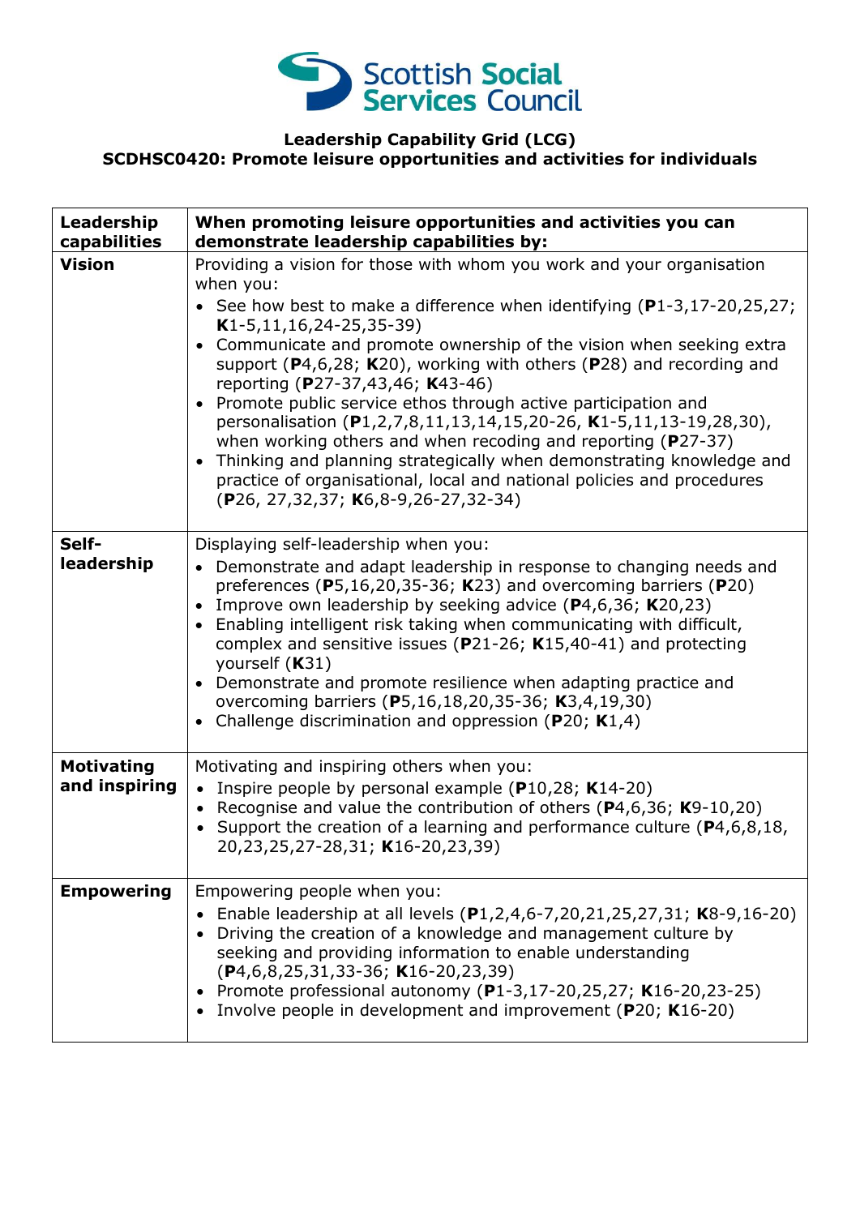**Leadership Capability Grid (LCG)**
**SCDHSC0420: Promote leisure opportunities and activities for individuals**

| Leadership capabilities | When promoting leisure opportunities and activities you can demonstrate leadership capabilities by: |
|---|---|
| **Vision** | Providing a vision for those with whom you work and your organisation when you:<br>• See how best to make a difference when identifying (**P**1-3,17-20,25,27; **K**1-5,11,16,24-25,35-39)<br>• Communicate and promote ownership of the vision when seeking extra support (**P**4,6,28; **K**20), working with others (**P**28) and recording and reporting (**P**27-37,43,46; **K**43-46)<br>• Promote public service ethos through active participation and personalisation (**P**1,2,7,8,11,13,14,15,20-26, **K**1-5,11,13-19,28,30), when working others and when recoding and reporting (**P**27-37)<br>• Thinking and planning strategically when demonstrating knowledge and practice of organisational, local and national policies and procedures (**P**26, 27,32,37; **K**6,8-9,26-27,32-34) |
| **Self-leadership** | Displaying self-leadership when you:<br>• Demonstrate and adapt leadership in response to changing needs and preferences (**P**5,16,20,35-36; **K**23) and overcoming barriers (**P**20)<br>• Improve own leadership by seeking advice (**P**4,6,36; **K**20,23)<br>• Enabling intelligent risk taking when communicating with difficult, complex and sensitive issues (**P**21-26; **K**15,40-41) and protecting yourself (**K**31)<br>• Demonstrate and promote resilience when adapting practice and overcoming barriers (**P**5,16,18,20,35-36; **K**3,4,19,30)<br>• Challenge discrimination and oppression (**P**20; **K**1,4) |
| **Motivating and inspiring** | Motivating and inspiring others when you:<br>• Inspire people by personal example (**P**10,28; **K**14-20)<br>• Recognise and value the contribution of others (**P**4,6,36; **K**9-10,20)<br>• Support the creation of a learning and performance culture (**P**4,6,8,18, 20,23,25,27-28,31; **K**16-20,23,39) |
| **Empowering** | Empowering people when you:<br>• Enable leadership at all levels (**P**1,2,4,6-7,20,21,25,27,31; **K**8-9,16-20)<br>• Driving the creation of a knowledge and management culture by seeking and providing information to enable understanding (**P**4,6,8,25,31,33-36; **K**16-20,23,39)<br>• Promote professional autonomy (**P**1-3,17-20,25,27; **K**16-20,23-25)<br>• Involve people in development and improvement (**P**20; **K**16-20) |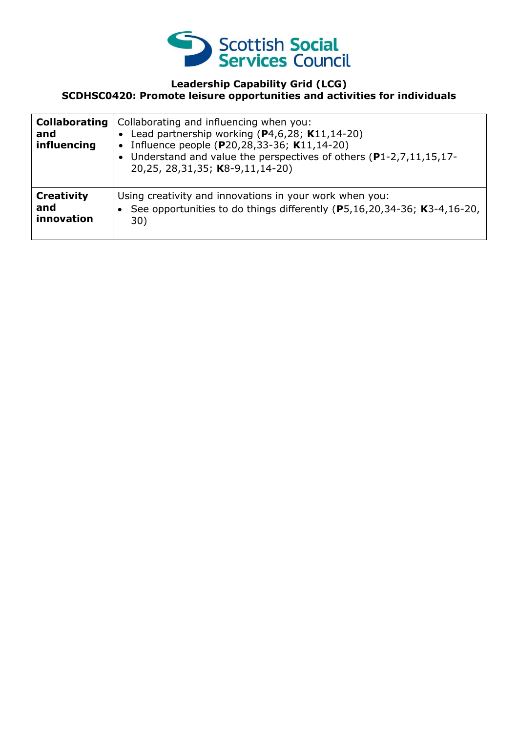**Leadership Capability Grid (LCG)**
**SCDHSC0420: Promote leisure opportunities and activities for individuals**

| | |
|---|---|
| **Collaborating and influencing** | Collaborating and influencing when you:<br>• Lead partnership working (**P**4,6,28; **K**11,14-20)<br>• Influence people (**P**20,28,33-36; **K**11,14-20)<br>• Understand and value the perspectives of others (**P**1-2,7,11,15,17-20,25, 28,31,35; **K**8-9,11,14-20) |
| **Creativity and innovation** | Using creativity and innovations in your work when you:<br>• See opportunities to do things differently (**P**5,16,20,34-36; **K**3-4,16-20, 30) |